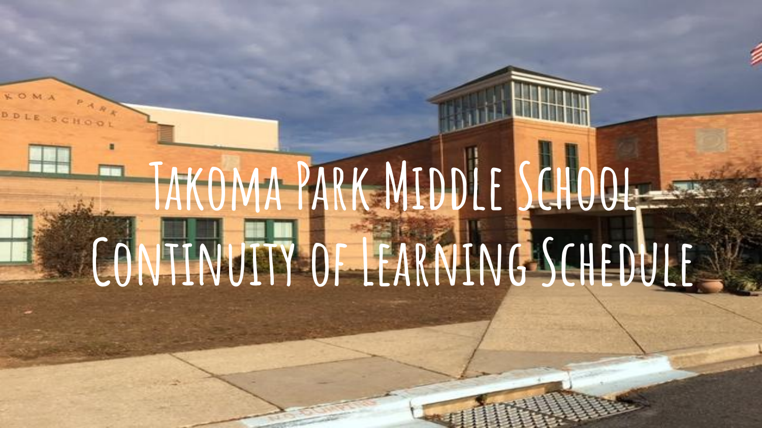# Takoma Park Middle School Continuity of Learning Schedule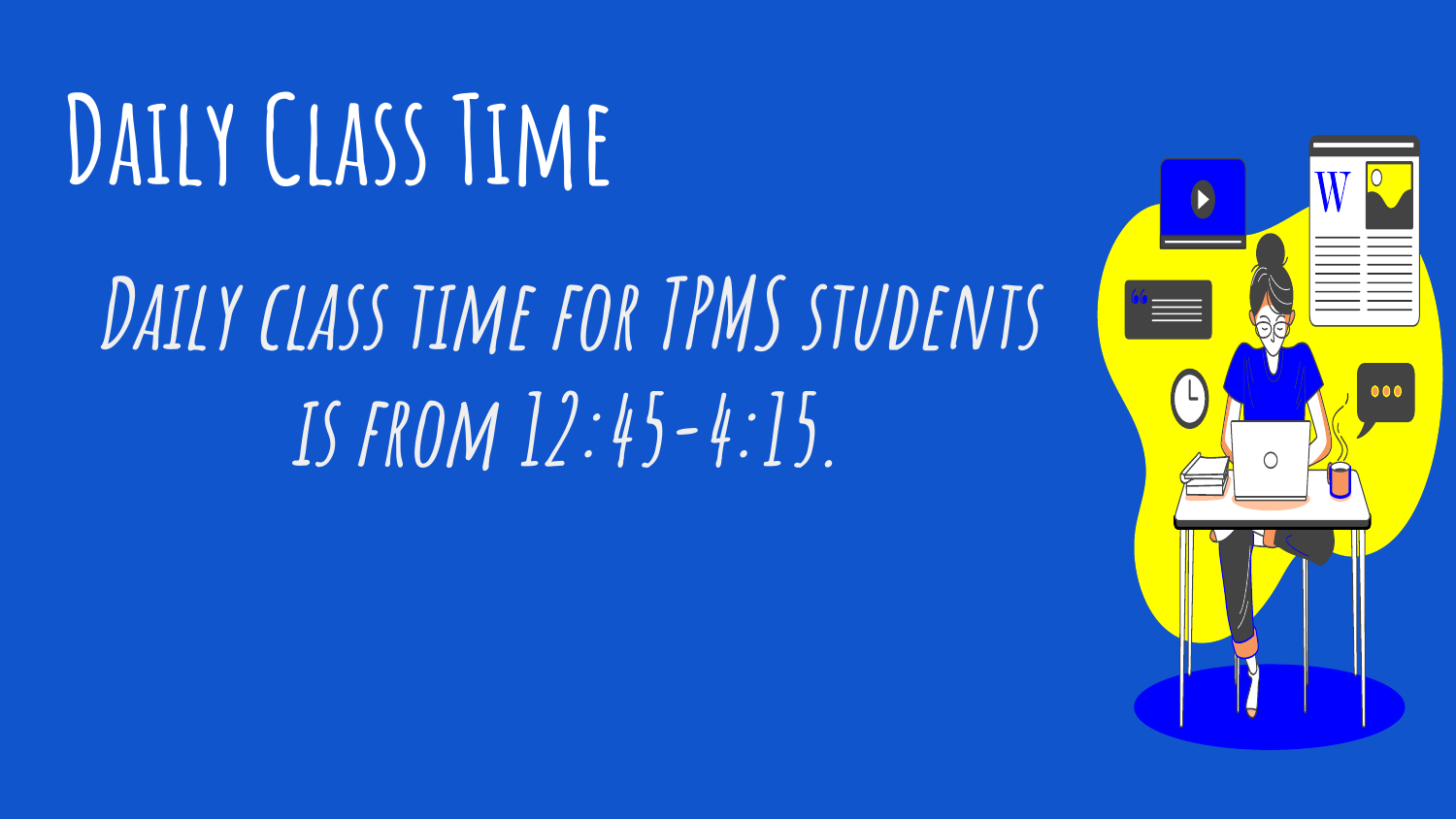# Daily Class Time

Daily class time for TPMS students is from 12:45-4:15.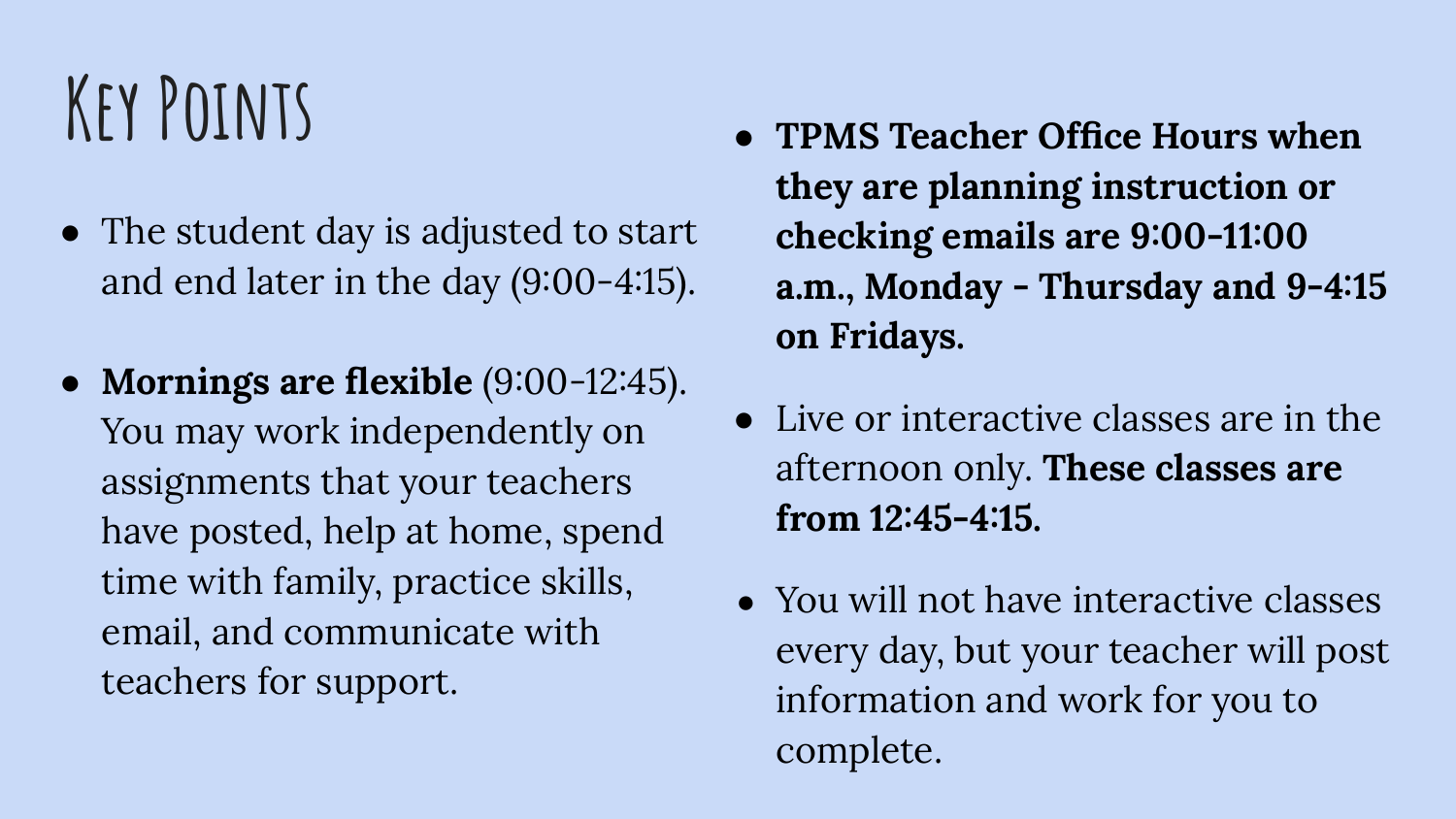# Key Points

- The student day is adjusted to start and end later in the day (9:00-4:15).
- **Mornings are flexible** (9:00-12:45). You may work independently on assignments that your teachers have posted, help at home, spend time with family, practice skills, email, and communicate with teachers for support.
- **TPMS Teacher Office Hours when they are planning instruction or checking emails are 9:00-11:00 a.m., Monday - Thursday and 9-4:15 on Fridays.**
- Live or interactive classes are in the afternoon only. **These classes are from 12:45-4:15.**
- You will not have interactive classes every day, but your teacher will post information and work for you to complete.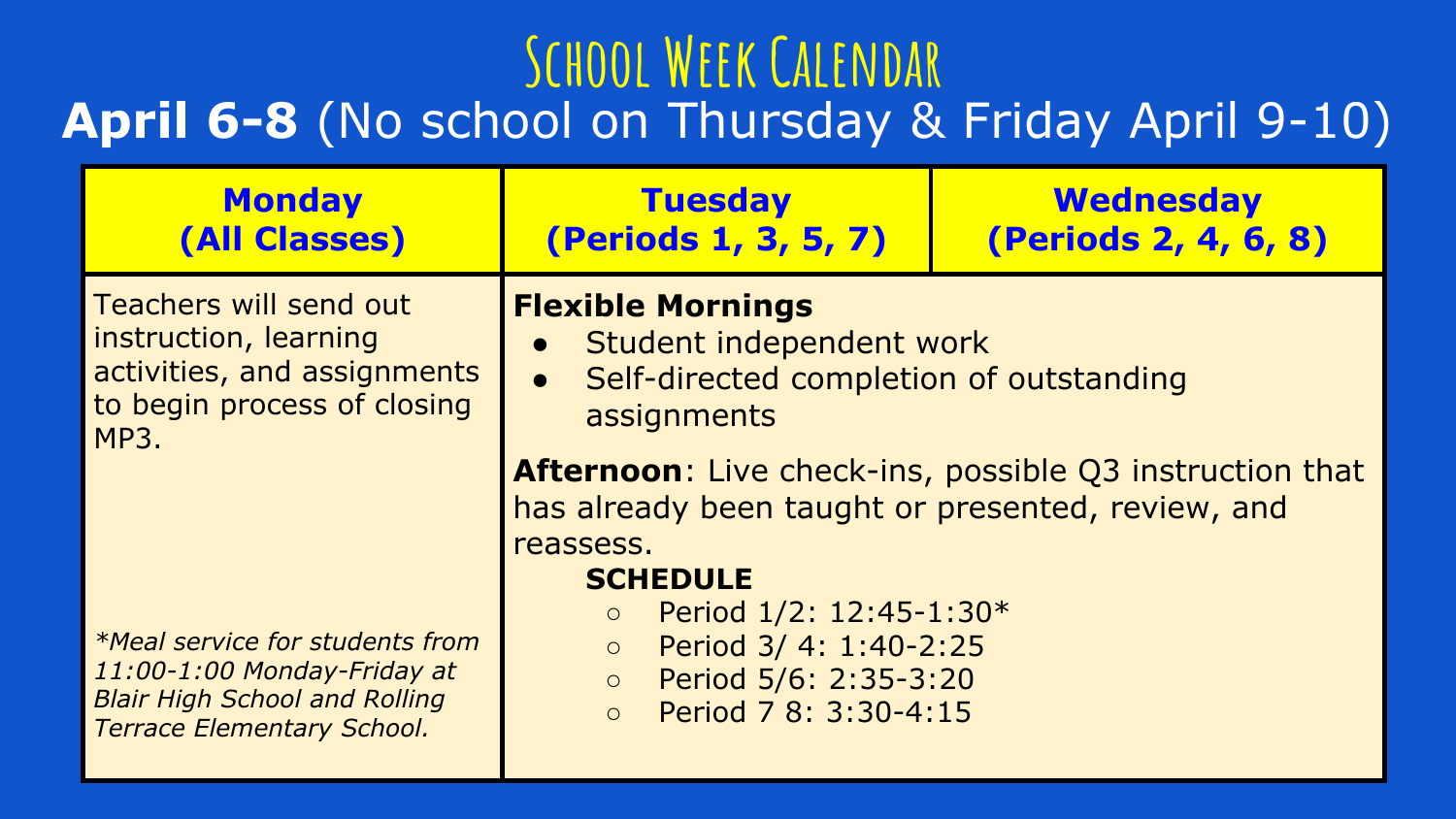# School Week Calendar

## **April 6-8** (No school on Thursday & Friday April 9-10)

| **Monday (All Classes)** | **Tuesday (Periods 1, 3, 5, 7)** | **Wednesday (Periods 2, 4, 6, 8)** |
|---|---|---|
| Teachers will send out instruction, learning activities, and assignments to begin process of closing MP3.<br><br>*\*Meal service for students from 11:00-1:00 Monday-Friday at Blair High School and Rolling Terrace Elementary School.* | **Flexible Mornings**<br>● Student independent work<br>● Self-directed completion of outstanding assignments<br><br>**Afternoon**: Live check-ins, possible Q3 instruction that has already been taught or presented, review, and reassess.<br>**SCHEDULE**<br>○ Period 1/2: 12:45-1:30*<br>○ Period 3/ 4: 1:40-2:25<br>○ Period 5/6: 2:35-3:20<br>○ Period 7 8: 3:30-4:15 | |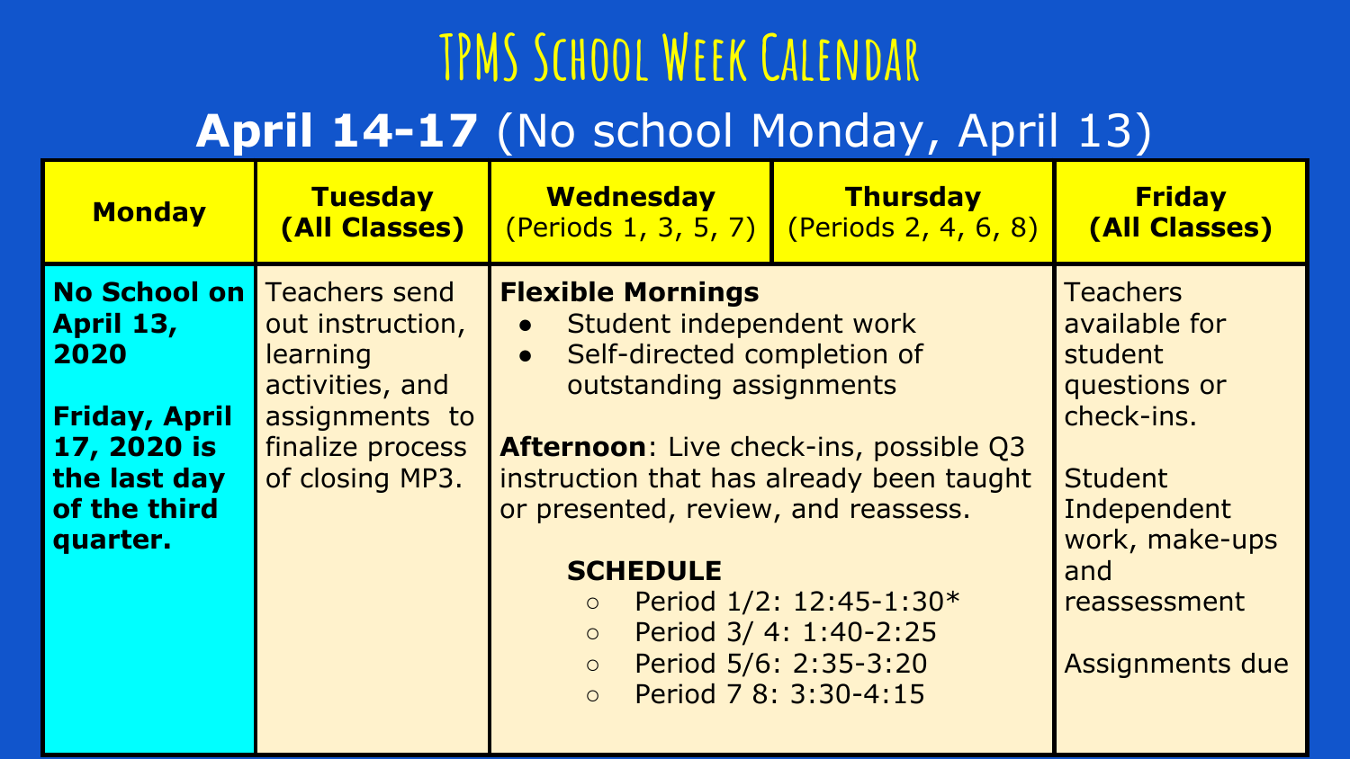# TPMS School Week Calendar

## **April 14-17** (No school Monday, April 13)

| **Monday** | **Tuesday (All Classes)** | **Wednesday** (Periods 1, 3, 5, 7) | **Thursday** (Periods 2, 4, 6, 8) | **Friday (All Classes)** |
|---|---|---|---|---|
| **No School on April 13, 2020**<br><br>**Friday, April 17, 2020 is the last day of the third quarter.** | Teachers send out instruction, learning activities, and assignments to finalize process of closing MP3. | **Flexible Mornings**<br>• Student independent work<br>• Self-directed completion of outstanding assignments<br><br>**Afternoon**: Live check-ins, possible Q3 instruction that has already been taught or presented, review, and reassess.<br><br>**SCHEDULE**<br>○ Period 1/2: 12:45-1:30*<br>○ Period 3/ 4: 1:40-2:25<br>○ Period 5/6: 2:35-3:20<br>○ Period 7 8: 3:30-4:15 | | Teachers available for student questions or check-ins.<br><br>Student Independent work, make-ups and reassessment<br><br>Assignments due |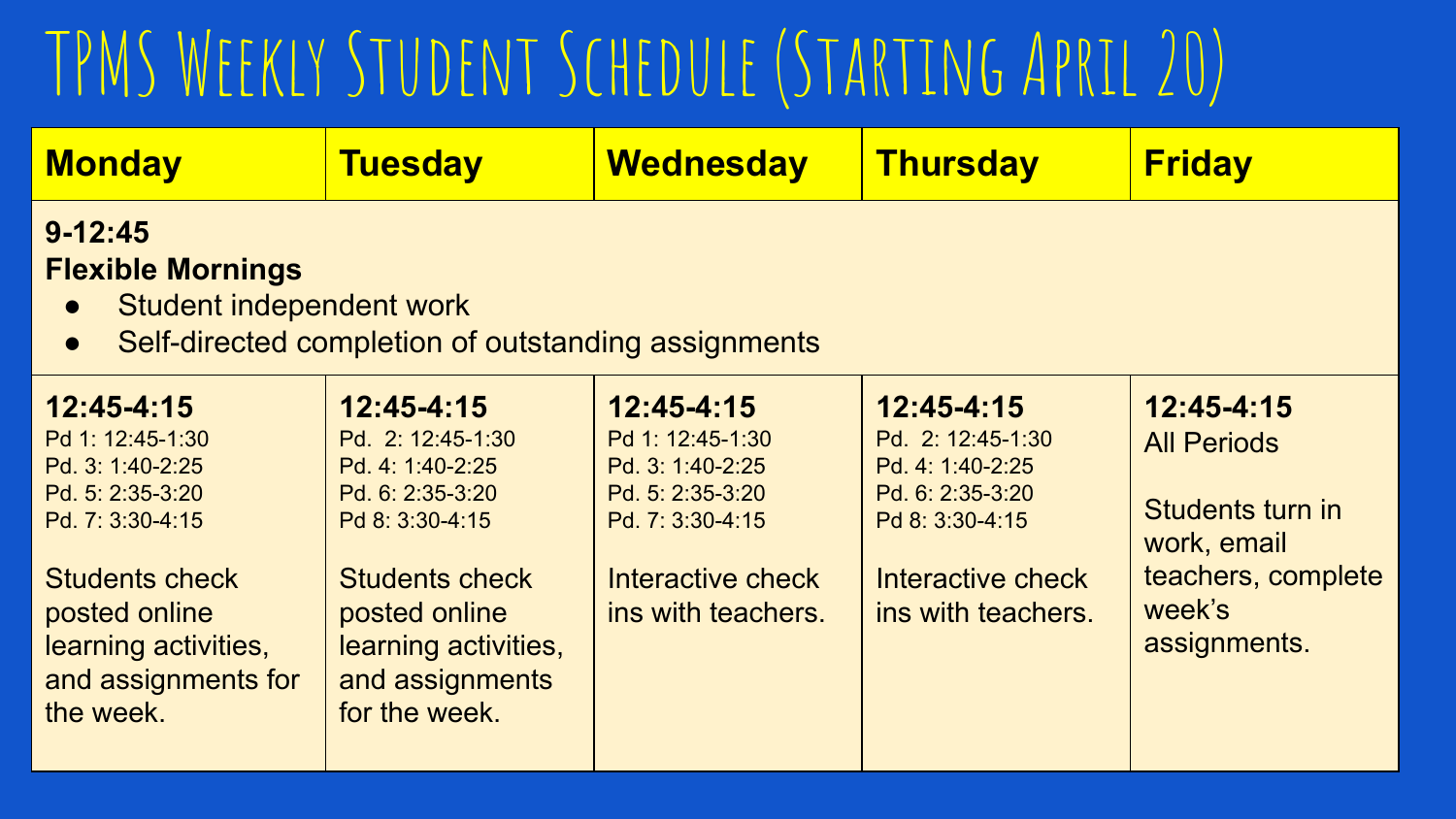# TPMS Weekly Student Schedule (Starting April 20)

| Monday | Tuesday | Wednesday | Thursday | Friday |
|---|---|---|---|---|
| **9-12:45**<br>**Flexible Mornings**<br>• Student independent work<br>• Self-directed completion of outstanding assignments | | | | |
| **12:45-4:15**<br>Pd 1: 12:45-1:30<br>Pd. 3: 1:40-2:25<br>Pd. 5: 2:35-3:20<br>Pd. 7: 3:30-4:15<br><br>Students check posted online learning activities, and assignments for the week. | **12:45-4:15**<br>Pd. 2: 12:45-1:30<br>Pd. 4: 1:40-2:25<br>Pd. 6: 2:35-3:20<br>Pd 8: 3:30-4:15<br><br>Students check posted online learning activities, and assignments for the week. | **12:45-4:15**<br>Pd 1: 12:45-1:30<br>Pd. 3: 1:40-2:25<br>Pd. 5: 2:35-3:20<br>Pd. 7: 3:30-4:15<br><br>Interactive check ins with teachers. | **12:45-4:15**<br>Pd. 2: 12:45-1:30<br>Pd. 4: 1:40-2:25<br>Pd. 6: 2:35-3:20<br>Pd 8: 3:30-4:15<br><br>Interactive check ins with teachers. | **12:45-4:15**<br>All Periods<br><br>Students turn in work, email teachers, complete week's assignments. |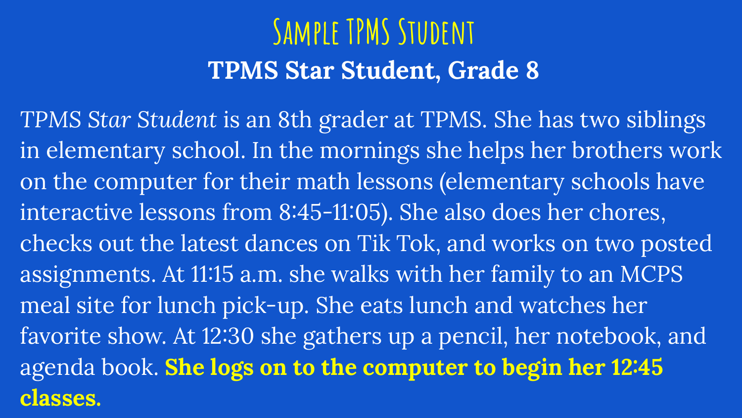# Sample TPMS Student

## TPMS Star Student, Grade 8

*TPMS Star Student* is an 8th grader at TPMS. She has two siblings in elementary school. In the mornings she helps her brothers work on the computer for their math lessons (elementary schools have interactive lessons from 8:45-11:05). She also does her chores, checks out the latest dances on Tik Tok, and works on two posted assignments. At 11:15 a.m. she walks with her family to an MCPS meal site for lunch pick-up. She eats lunch and watches her favorite show. At 12:30 she gathers up a pencil, her notebook, and agenda book. **She logs on to the computer to begin her 12:45 classes.**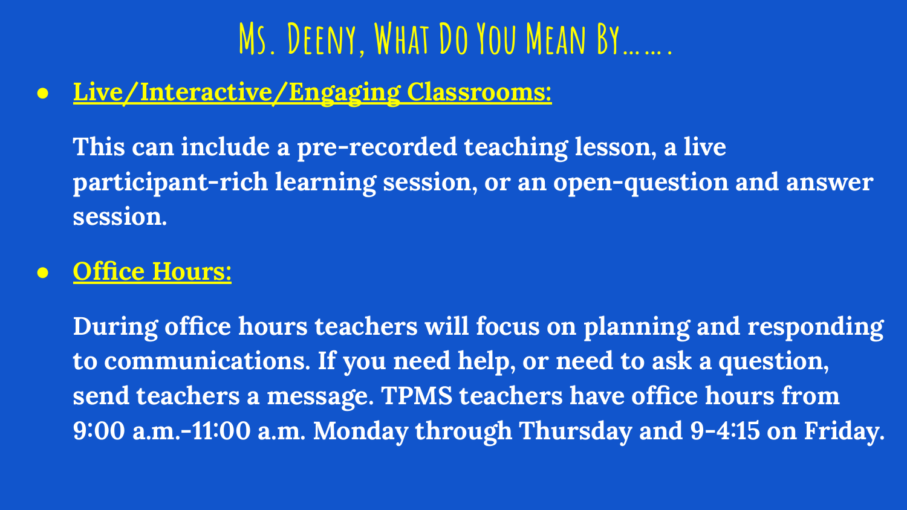# Ms. Deeny, What Do You Mean By…….

- **Live/Interactive/Engaging Classrooms:**

  **This can include a pre-recorded teaching lesson, a live participant-rich learning session, or an open-question and answer session.**

- **Office Hours:**

  **During office hours teachers will focus on planning and responding to communications. If you need help, or need to ask a question, send teachers a message. TPMS teachers have office hours from 9:00 a.m.-11:00 a.m. Monday through Thursday and 9-4:15 on Friday.**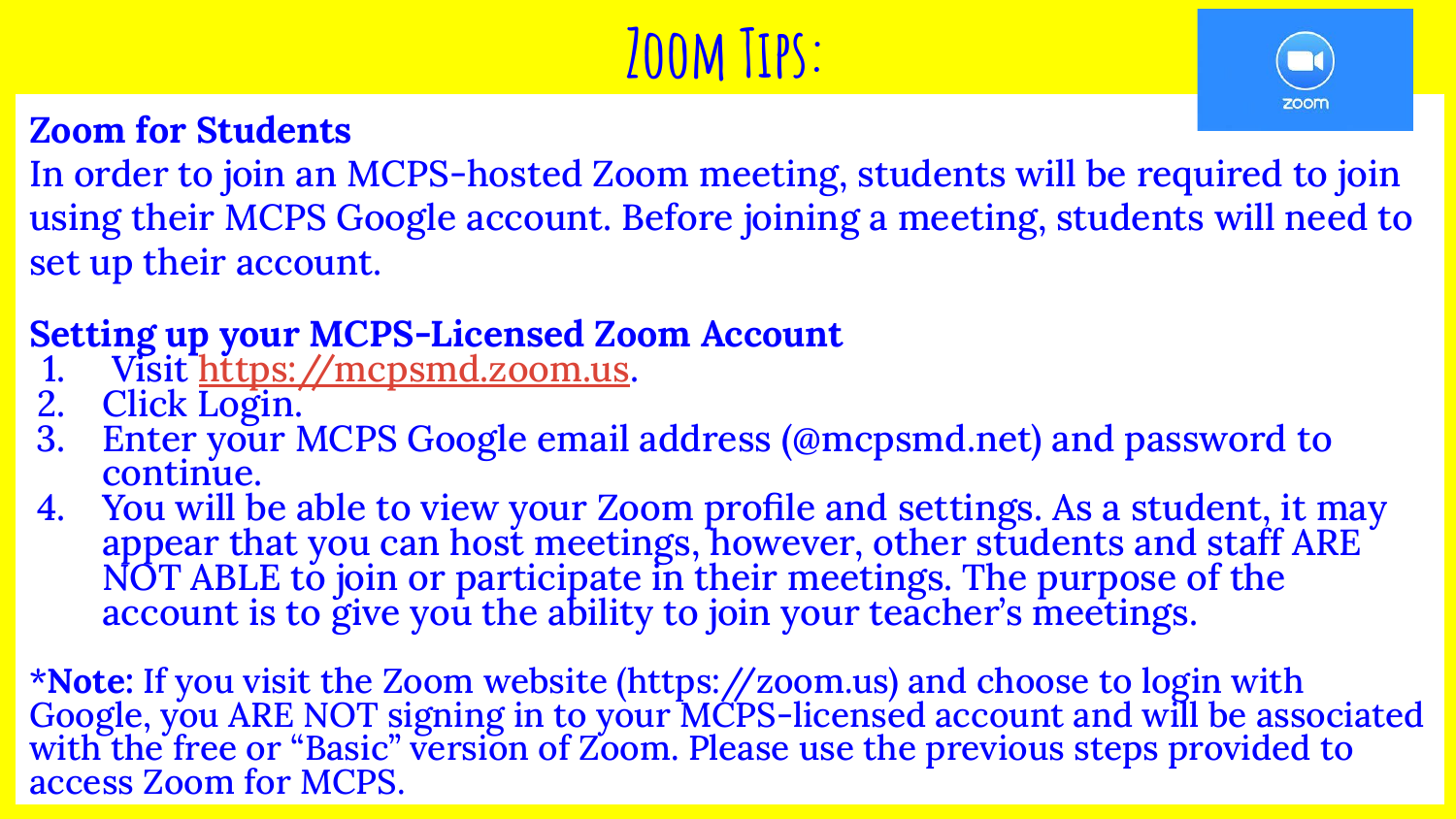# Zoom Tips:

## Zoom for Students

In order to join an MCPS-hosted Zoom meeting, students will be required to join using their MCPS Google account. Before joining a meeting, students will need to set up their account.

## Setting up your MCPS-Licensed Zoom Account

1. Visit https://mcpsmd.zoom.us.
2. Click Login.
3. Enter your MCPS Google email address (@mcpsmd.net) and password to continue.
4. You will be able to view your Zoom profile and settings. As a student, it may appear that you can host meetings, however, other students and staff ARE NOT ABLE to join or participate in their meetings. The purpose of the account is to give you the ability to join your teacher's meetings.

*__Note__: If you visit the Zoom website (https://zoom.us) and choose to login with Google, you ARE NOT signing in to your MCPS-licensed account and will be associated with the free or "Basic" version of Zoom. Please use the previous steps provided to access Zoom for MCPS.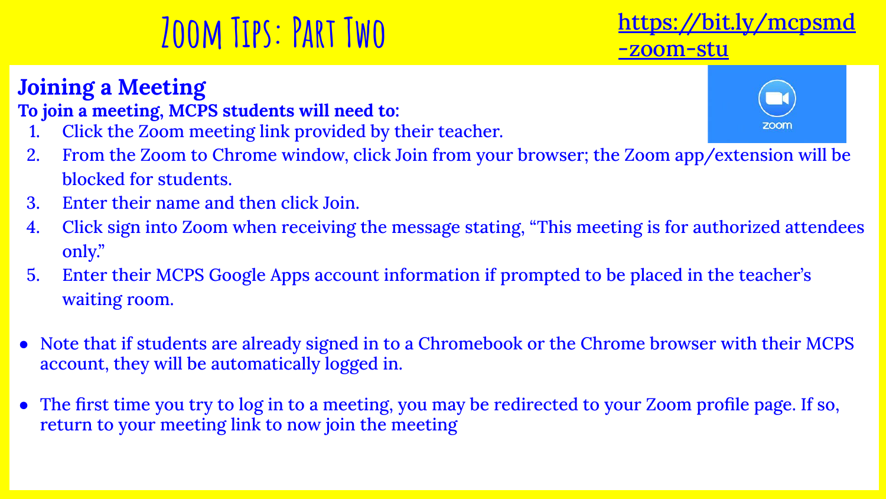# Zoom Tips: Part Two

https://bit.ly/mcpsmd-zoom-stu

## Joining a Meeting

**To join a meeting, MCPS students will need to:**

1. Click the Zoom meeting link provided by their teacher.
2. From the Zoom to Chrome window, click Join from your browser; the Zoom app/extension will be blocked for students.
3. Enter their name and then click Join.
4. Click sign into Zoom when receiving the message stating, "This meeting is for authorized attendees only."
5. Enter their MCPS Google Apps account information if prompted to be placed in the teacher's waiting room.

- Note that if students are already signed in to a Chromebook or the Chrome browser with their MCPS account, they will be automatically logged in.

- The first time you try to log in to a meeting, you may be redirected to your Zoom profile page. If so, return to your meeting link to now join the meeting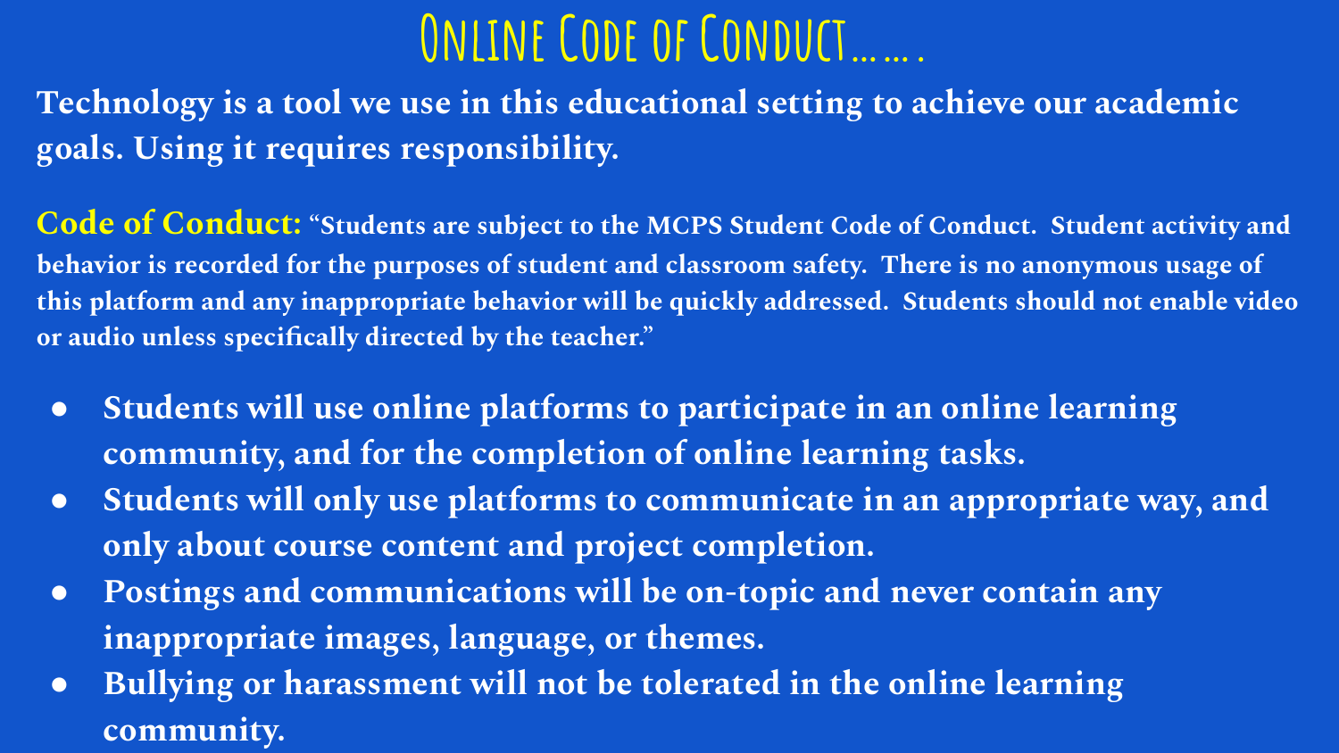# Online Code of Conduct…….

**Technology is a tool we use in this educational setting to achieve our academic goals. Using it requires responsibility.**

**Code of Conduct:** **"Students are subject to the MCPS Student Code of Conduct. Student activity and behavior is recorded for the purposes of student and classroom safety. There is no anonymous usage of this platform and any inappropriate behavior will be quickly addressed. Students should not enable video or audio unless specifically directed by the teacher."**

- **Students will use online platforms to participate in an online learning community, and for the completion of online learning tasks.**
- **Students will only use platforms to communicate in an appropriate way, and only about course content and project completion.**
- **Postings and communications will be on-topic and never contain any inappropriate images, language, or themes.**
- **Bullying or harassment will not be tolerated in the online learning community.**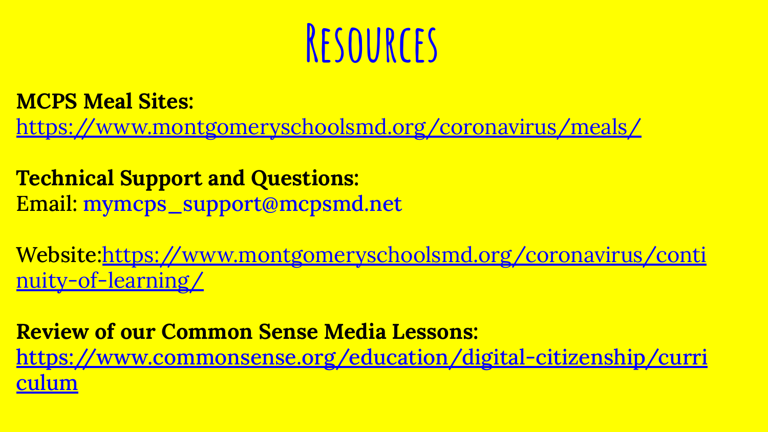# Resources

**MCPS Meal Sites:**
https://www.montgomeryschoolsmd.org/coronavirus/meals/

**Technical Support and Questions:**
Email: mymcps_support@mcpsmd.net

Website: https://www.montgomeryschoolsmd.org/coronavirus/continuity-of-learning/

**Review of our Common Sense Media Lessons**:
https://www.commonsense.org/education/digital-citizenship/curriculum